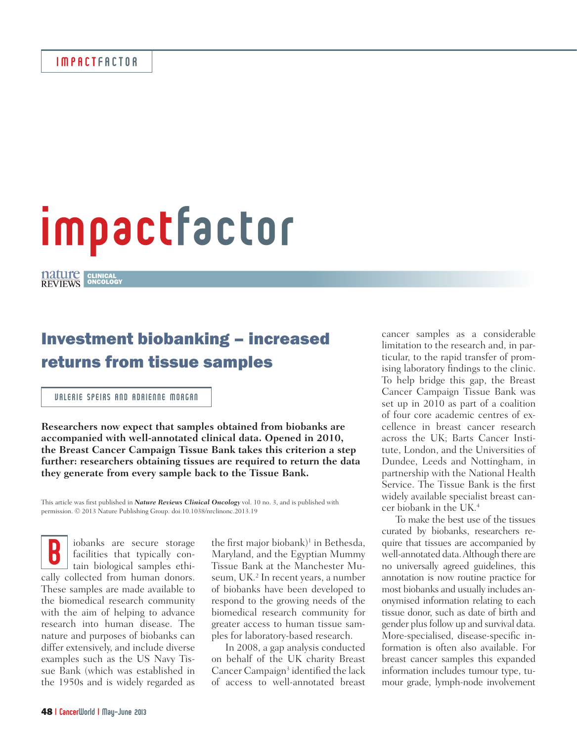# impactfactor

Nature Reviews Clinical Oncology

## Investment biobanking – increased returns from tissue samples

VALERIE SPEIRS AND ADRIENNE MORGAN

**Researchers now expect that samples obtained from biobanks are accompanied with well-annotated clinical data. Opened in 2010, the Breast Cancer Campaign Tissue Bank takes this criterion a step further: researchers obtaining tissues are required to return the data they generate from every sample back to the Tissue Bank.**

This article was first published in ***Nature Reviews Clinical Oncology*** vol. 10 no. 3, and is published with permission. © 2013 Nature Publishing Group. doi:10.1038/nrclinonc.2013.19

Biobanks are secure storage facilities that typically contain biological samples ethically collected from human donors. These samples are made available to the biomedical research community with the aim of helping to advance research into human disease. The nature and purposes of biobanks can differ extensively, and include diverse examples such as the US Navy Tissue Bank (which was established in the 1950s and is widely regarded as the first major biobank)[1] in Bethesda, Maryland, and the Egyptian Mummy Tissue Bank at the Manchester Museum, UK.[2] In recent years, a number of biobanks have been developed to respond to the growing needs of the biomedical research community for greater access to human tissue samples for laboratory-based research.

In 2008, a gap analysis conducted on behalf of the UK charity Breast Cancer Campaign[3] identified the lack of access to well-annotated breast cancer samples as a considerable limitation to the research and, in particular, to the rapid transfer of promising laboratory findings to the clinic. To help bridge this gap, the Breast Cancer Campaign Tissue Bank was set up in 2010 as part of a coalition of four core academic centres of excellence in breast cancer research across the UK; Barts Cancer Institute, London, and the Universities of Dundee, Leeds and Nottingham, in partnership with the National Health Service. The Tissue Bank is the first widely available specialist breast cancer biobank in the UK.[4]

To make the best use of the tissues curated by biobanks, researchers require that tissues are accompanied by well-annotated data. Although there are no universally agreed guidelines, this annotation is now routine practice for most biobanks and usually includes anonymised information relating to each tissue donor, such as date of birth and gender plus follow up and survival data. More-specialised, disease-specific information is often also available. For breast cancer samples this expanded information includes tumour type, tumour grade, lymph-node involvement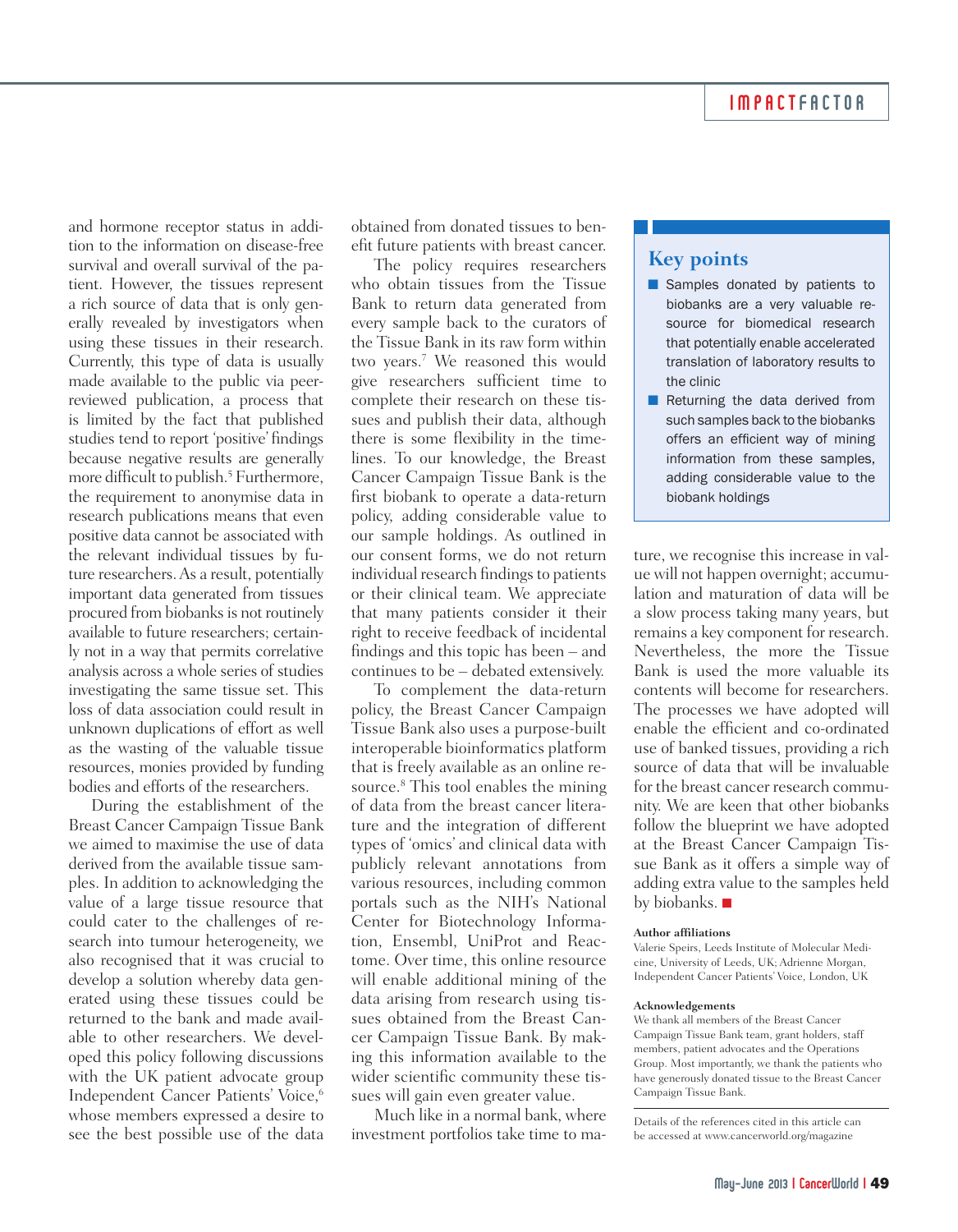and hormone receptor status in addition to the information on disease-free survival and overall survival of the patient. However, the tissues represent a rich source of data that is only generally revealed by investigators when using these tissues in their research. Currently, this type of data is usually made available to the public via peer-reviewed publication, a process that is limited by the fact that published studies tend to report 'positive' findings because negative results are generally more difficult to publish.[5] Furthermore, the requirement to anonymise data in research publications means that even positive data cannot be associated with the relevant individual tissues by future researchers. As a result, potentially important data generated from tissues procured from biobanks is not routinely available to future researchers; certainly not in a way that permits correlative analysis across a whole series of studies investigating the same tissue set. This loss of data association could result in unknown duplications of effort as well as the wasting of the valuable tissue resources, monies provided by funding bodies and efforts of the researchers.

During the establishment of the Breast Cancer Campaign Tissue Bank we aimed to maximise the use of data derived from the available tissue samples. In addition to acknowledging the value of a large tissue resource that could cater to the challenges of research into tumour heterogeneity, we also recognised that it was crucial to develop a solution whereby data generated using these tissues could be returned to the bank and made available to other researchers. We developed this policy following discussions with the UK patient advocate group Independent Cancer Patients' Voice,[6] whose members expressed a desire to see the best possible use of the data obtained from donated tissues to benefit future patients with breast cancer.

The policy requires researchers who obtain tissues from the Tissue Bank to return data generated from every sample back to the curators of the Tissue Bank in its raw form within two years.[7] We reasoned this would give researchers sufficient time to complete their research on these tissues and publish their data, although there is some flexibility in the timelines. To our knowledge, the Breast Cancer Campaign Tissue Bank is the first biobank to operate a data-return policy, adding considerable value to our sample holdings. As outlined in our consent forms, we do not return individual research findings to patients or their clinical team. We appreciate that many patients consider it their right to receive feedback of incidental findings and this topic has been – and continues to be – debated extensively.

To complement the data-return policy, the Breast Cancer Campaign Tissue Bank also uses a purpose-built interoperable bioinformatics platform that is freely available as an online resource.[8] This tool enables the mining of data from the breast cancer literature and the integration of different types of 'omics' and clinical data with publicly relevant annotations from various resources, including common portals such as the NIH's National Center for Biotechnology Information, Ensembl, UniProt and Reactome. Over time, this online resource will enable additional mining of the data arising from research using tissues obtained from the Breast Cancer Campaign Tissue Bank. By making this information available to the wider scientific community these tissues will gain even greater value.

Much like in a normal bank, where investment portfolios take time to mature, we recognise this increase in value will not happen overnight; accumulation and maturation of data will be a slow process taking many years, but remains a key component for research. Nevertheless, the more the Tissue Bank is used the more valuable its contents will become for researchers. The processes we have adopted will enable the efficient and co-ordinated use of banked tissues, providing a rich source of data that will be invaluable for the breast cancer research community. We are keen that other biobanks follow the blueprint we have adopted at the Breast Cancer Campaign Tissue Bank as it offers a simple way of adding extra value to the samples held by biobanks. ■

## Key points

- Samples donated by patients to biobanks are a very valuable resource for biomedical research that potentially enable accelerated translation of laboratory results to the clinic
- Returning the data derived from such samples back to the biobanks offers an efficient way of mining information from these samples, adding considerable value to the biobank holdings

**Author affiliations**

Valerie Speirs, Leeds Institute of Molecular Medicine, University of Leeds, UK; Adrienne Morgan, Independent Cancer Patients' Voice, London, UK

**Acknowledgements**

We thank all members of the Breast Cancer Campaign Tissue Bank team, grant holders, staff members, patient advocates and the Operations Group. Most importantly, we thank the patients who have generously donated tissue to the Breast Cancer Campaign Tissue Bank.

Details of the references cited in this article can be accessed at www.cancerworld.org/magazine